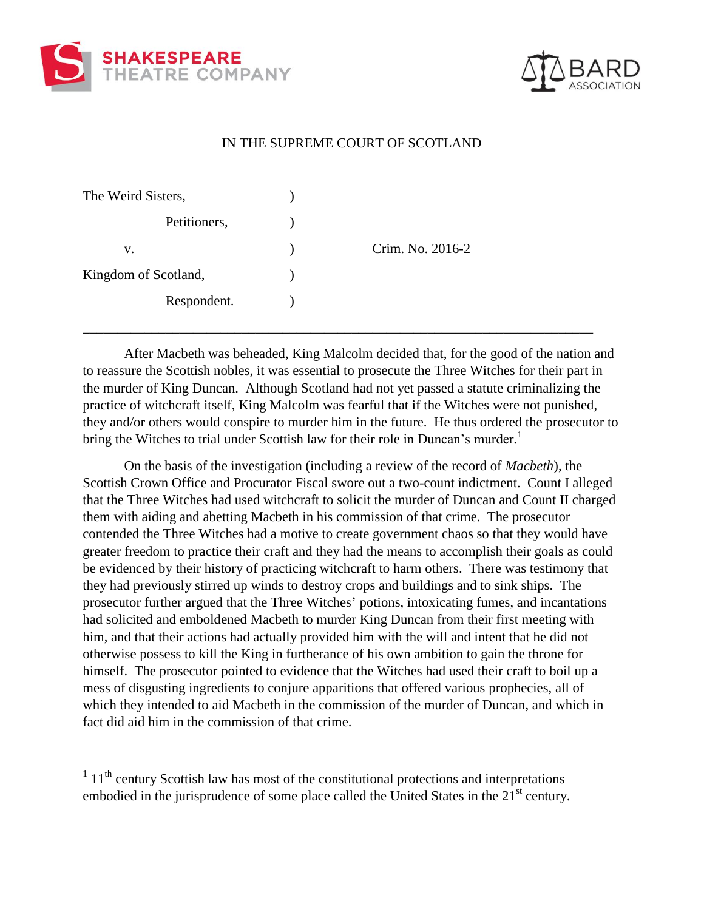SHAKESPEARE THEATRE COMPANY

BARD ASSOCIATION

IN THE SUPREME COURT OF SCOTLAND

| | | |
|---|---|---|
| The Weird Sisters, | ) | |
| Petitioners, | ) | |
| v. | ) | Crim. No. 2016-2 |
| Kingdom of Scotland, | ) | |
| Respondent. | ) | |

---

After Macbeth was beheaded, King Malcolm decided that, for the good of the nation and to reassure the Scottish nobles, it was essential to prosecute the Three Witches for their part in the murder of King Duncan. Although Scotland had not yet passed a statute criminalizing the practice of witchcraft itself, King Malcolm was fearful that if the Witches were not punished, they and/or others would conspire to murder him in the future. He thus ordered the prosecutor to bring the Witches to trial under Scottish law for their role in Duncan's murder.[1]

On the basis of the investigation (including a review of the record of *Macbeth*), the Scottish Crown Office and Procurator Fiscal swore out a two-count indictment. Count I alleged that the Three Witches had used witchcraft to solicit the murder of Duncan and Count II charged them with aiding and abetting Macbeth in his commission of that crime. The prosecutor contended the Three Witches had a motive to create government chaos so that they would have greater freedom to practice their craft and they had the means to accomplish their goals as could be evidenced by their history of practicing witchcraft to harm others. There was testimony that they had previously stirred up winds to destroy crops and buildings and to sink ships. The prosecutor further argued that the Three Witches' potions, intoxicating fumes, and incantations had solicited and emboldened Macbeth to murder King Duncan from their first meeting with him, and that their actions had actually provided him with the will and intent that he did not otherwise possess to kill the King in furtherance of his own ambition to gain the throne for himself. The prosecutor pointed to evidence that the Witches had used their craft to boil up a mess of disgusting ingredients to conjure apparitions that offered various prophecies, all of which they intended to aid Macbeth in the commission of the murder of Duncan, and which in fact did aid him in the commission of that crime.

---

[1] 11th century Scottish law has most of the constitutional protections and interpretations embodied in the jurisprudence of some place called the United States in the 21st century.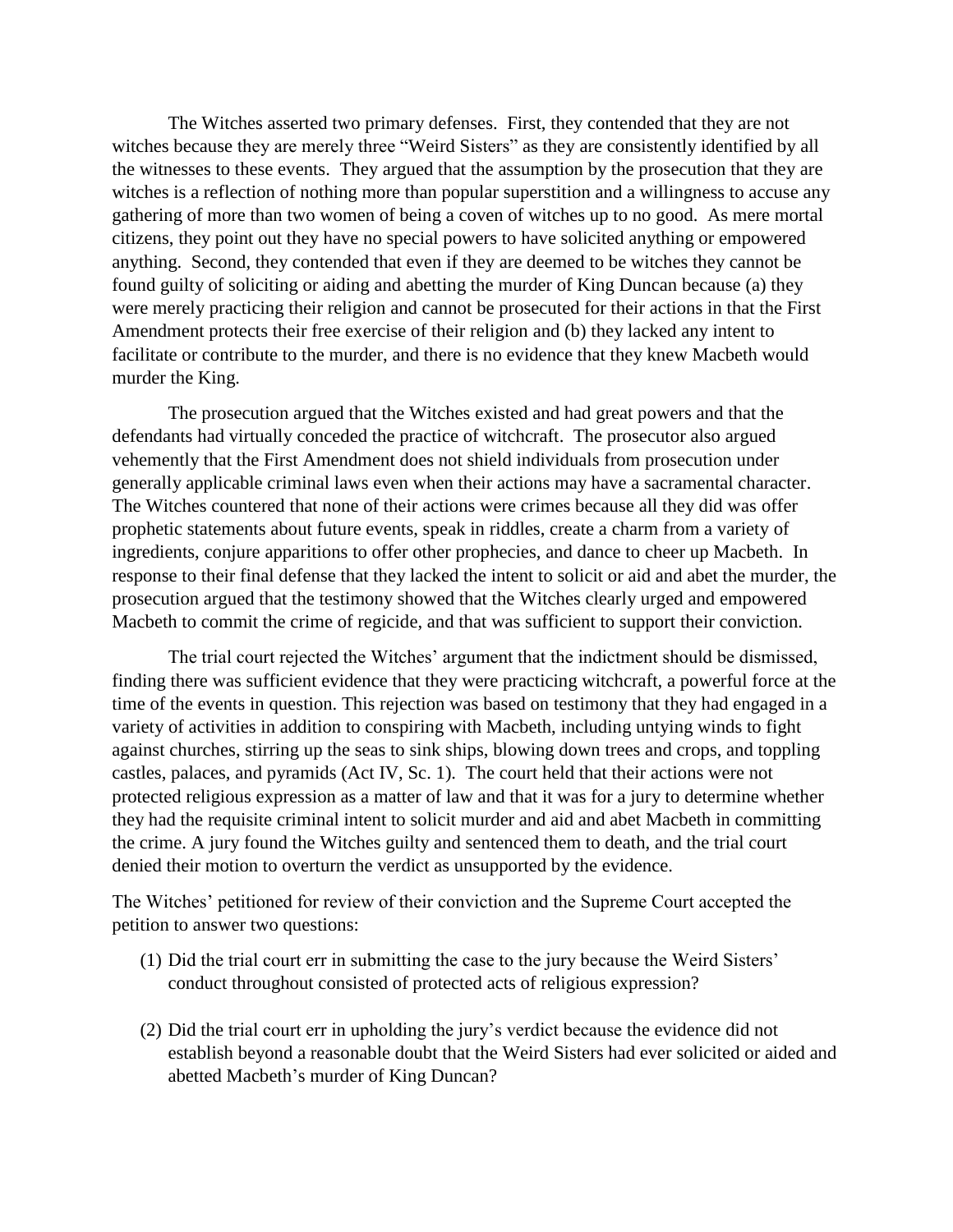The Witches asserted two primary defenses. First, they contended that they are not witches because they are merely three "Weird Sisters" as they are consistently identified by all the witnesses to these events. They argued that the assumption by the prosecution that they are witches is a reflection of nothing more than popular superstition and a willingness to accuse any gathering of more than two women of being a coven of witches up to no good. As mere mortal citizens, they point out they have no special powers to have solicited anything or empowered anything. Second, they contended that even if they are deemed to be witches they cannot be found guilty of soliciting or aiding and abetting the murder of King Duncan because (a) they were merely practicing their religion and cannot be prosecuted for their actions in that the First Amendment protects their free exercise of their religion and (b) they lacked any intent to facilitate or contribute to the murder, and there is no evidence that they knew Macbeth would murder the King.

The prosecution argued that the Witches existed and had great powers and that the defendants had virtually conceded the practice of witchcraft. The prosecutor also argued vehemently that the First Amendment does not shield individuals from prosecution under generally applicable criminal laws even when their actions may have a sacramental character. The Witches countered that none of their actions were crimes because all they did was offer prophetic statements about future events, speak in riddles, create a charm from a variety of ingredients, conjure apparitions to offer other prophecies, and dance to cheer up Macbeth. In response to their final defense that they lacked the intent to solicit or aid and abet the murder, the prosecution argued that the testimony showed that the Witches clearly urged and empowered Macbeth to commit the crime of regicide, and that was sufficient to support their conviction.

The trial court rejected the Witches' argument that the indictment should be dismissed, finding there was sufficient evidence that they were practicing witchcraft, a powerful force at the time of the events in question. This rejection was based on testimony that they had engaged in a variety of activities in addition to conspiring with Macbeth, including untying winds to fight against churches, stirring up the seas to sink ships, blowing down trees and crops, and toppling castles, palaces, and pyramids (Act IV, Sc. 1). The court held that their actions were not protected religious expression as a matter of law and that it was for a jury to determine whether they had the requisite criminal intent to solicit murder and aid and abet Macbeth in committing the crime. A jury found the Witches guilty and sentenced them to death, and the trial court denied their motion to overturn the verdict as unsupported by the evidence.

The Witches' petitioned for review of their conviction and the Supreme Court accepted the petition to answer two questions:

(1) Did the trial court err in submitting the case to the jury because the Weird Sisters' conduct throughout consisted of protected acts of religious expression?

(2) Did the trial court err in upholding the jury's verdict because the evidence did not establish beyond a reasonable doubt that the Weird Sisters had ever solicited or aided and abetted Macbeth's murder of King Duncan?